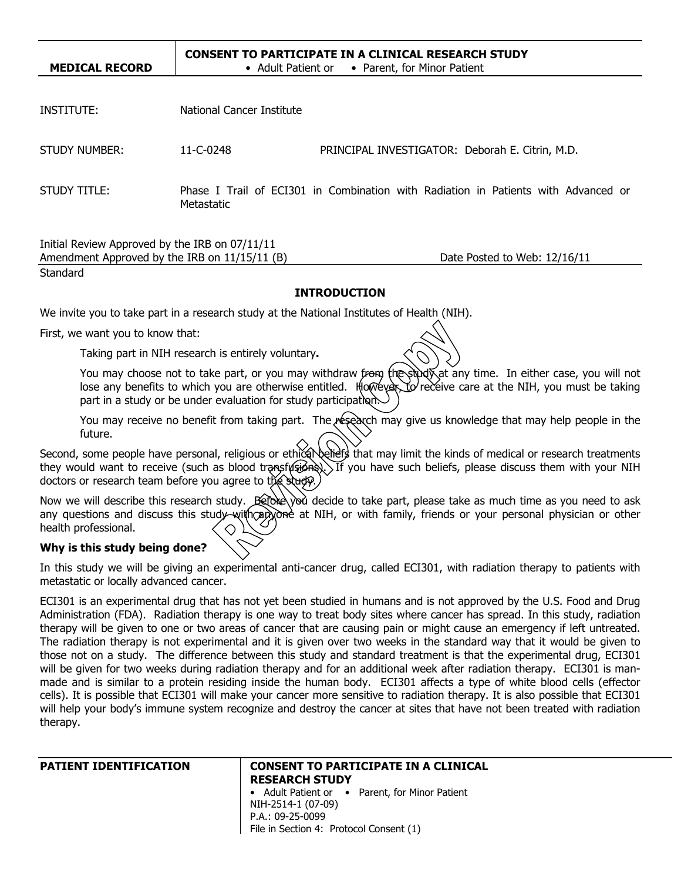| MEDICAL RECORD | CONSENT TO PARTICIPATE IN A CLINICAL RESEARCH STUDY • Adult Patient or • Parent, for Minor Patient |
|---|---|

INSTITUTE: National Cancer Institute

STUDY NUMBER: 11-C-0248 PRINCIPAL INVESTIGATOR: Deborah E. Citrin, M.D.

STUDY TITLE: Phase I Trail of ECI301 in Combination with Radiation in Patients with Advanced or Metastatic

Initial Review Approved by the IRB on 07/11/11
Amendment Approved by the IRB on 11/15/11 (B) Date Posted to Web: 12/16/11
Standard

## INTRODUCTION

We invite you to take part in a research study at the National Institutes of Health (NIH).

First, we want you to know that:

> Taking part in NIH research is entirely voluntary**.**
>
> You may choose not to take part, or you may withdraw from the study at any time. In either case, you will not lose any benefits to which you are otherwise entitled. However, to receive care at the NIH, you must be taking part in a study or be under evaluation for study participation.
>
> You may receive no benefit from taking part. The research may give us knowledge that may help people in the future.

Second, some people have personal, religious or ethical beliefs that may limit the kinds of medical or research treatments they would want to receive (such as blood transfusions). If you have such beliefs, please discuss them with your NIH doctors or research team before you agree to the study.

Now we will describe this research study. Before you decide to take part, please take as much time as you need to ask any questions and discuss this study with anyone at NIH, or with family, friends or your personal physician or other health professional.

**Why is this study being done?**

In this study we will be giving an experimental anti-cancer drug, called ECI301, with radiation therapy to patients with metastatic or locally advanced cancer.

ECI301 is an experimental drug that has not yet been studied in humans and is not approved by the U.S. Food and Drug Administration (FDA). Radiation therapy is one way to treat body sites where cancer has spread. In this study, radiation therapy will be given to one or two areas of cancer that are causing pain or might cause an emergency if left untreated. The radiation therapy is not experimental and it is given over two weeks in the standard way that it would be given to those not on a study. The difference between this study and standard treatment is that the experimental drug, ECI301 will be given for two weeks during radiation therapy and for an additional week after radiation therapy. ECI301 is man-made and is similar to a protein residing inside the human body. ECI301 affects a type of white blood cells (effector cells). It is possible that ECI301 will make your cancer more sensitive to radiation therapy. It is also possible that ECI301 will help your body's immune system recognize and destroy the cancer at sites that have not been treated with radiation therapy.

| PATIENT IDENTIFICATION | CONSENT TO PARTICIPATE IN A CLINICAL RESEARCH STUDY<br>• Adult Patient or • Parent, for Minor Patient<br>NIH-2514-1 (07-09)<br>P.A.: 09-25-0099<br>File in Section 4: Protocol Consent (1) |
|---|---|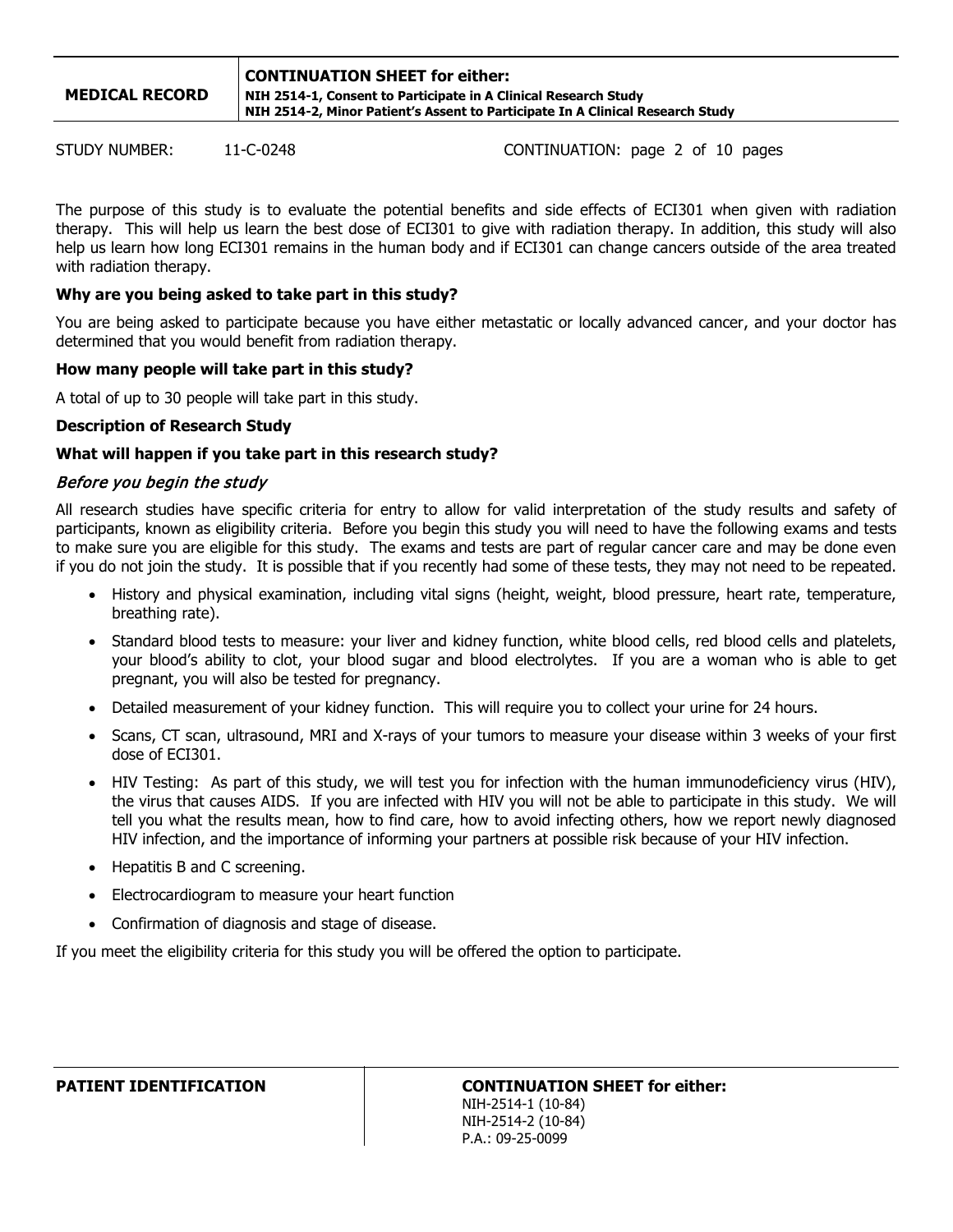The purpose of this study is to evaluate the potential benefits and side effects of ECI301 when given with radiation therapy. This will help us learn the best dose of ECI301 to give with radiation therapy. In addition, this study will also help us learn how long ECI301 remains in the human body and if ECI301 can change cancers outside of the area treated with radiation therapy.

**Why are you being asked to take part in this study?**

You are being asked to participate because you have either metastatic or locally advanced cancer, and your doctor has determined that you would benefit from radiation therapy.

**How many people will take part in this study?**

A total of up to 30 people will take part in this study.

**Description of Research Study**

**What will happen if you take part in this research study?**

*Before you begin the study*

All research studies have specific criteria for entry to allow for valid interpretation of the study results and safety of participants, known as eligibility criteria. Before you begin this study you will need to have the following exams and tests to make sure you are eligible for this study. The exams and tests are part of regular cancer care and may be done even if you do not join the study. It is possible that if you recently had some of these tests, they may not need to be repeated.

- History and physical examination, including vital signs (height, weight, blood pressure, heart rate, temperature, breathing rate).
- Standard blood tests to measure: your liver and kidney function, white blood cells, red blood cells and platelets, your blood's ability to clot, your blood sugar and blood electrolytes. If you are a woman who is able to get pregnant, you will also be tested for pregnancy.
- Detailed measurement of your kidney function. This will require you to collect your urine for 24 hours.
- Scans, CT scan, ultrasound, MRI and X-rays of your tumors to measure your disease within 3 weeks of your first dose of ECI301.
- HIV Testing: As part of this study, we will test you for infection with the human immunodeficiency virus (HIV), the virus that causes AIDS. If you are infected with HIV you will not be able to participate in this study. We will tell you what the results mean, how to find care, how to avoid infecting others, how we report newly diagnosed HIV infection, and the importance of informing your partners at possible risk because of your HIV infection.
- Hepatitis B and C screening.
- Electrocardiogram to measure your heart function
- Confirmation of diagnosis and stage of disease.

If you meet the eligibility criteria for this study you will be offered the option to participate.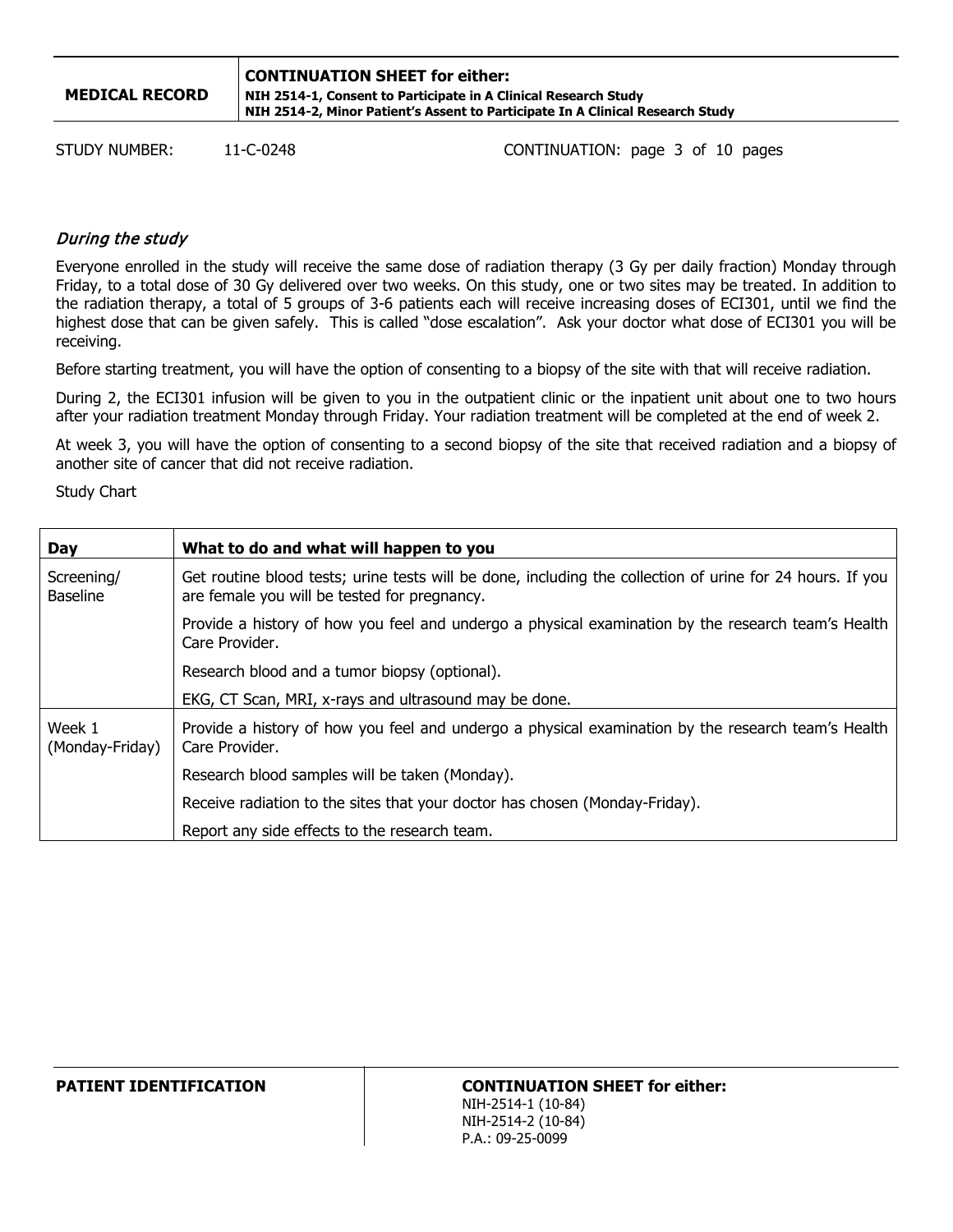### *During the study*

Everyone enrolled in the study will receive the same dose of radiation therapy (3 Gy per daily fraction) Monday through Friday, to a total dose of 30 Gy delivered over two weeks. On this study, one or two sites may be treated. In addition to the radiation therapy, a total of 5 groups of 3-6 patients each will receive increasing doses of ECI301, until we find the highest dose that can be given safely. This is called "dose escalation". Ask your doctor what dose of ECI301 you will be receiving.

Before starting treatment, you will have the option of consenting to a biopsy of the site with that will receive radiation.

During 2, the ECI301 infusion will be given to you in the outpatient clinic or the inpatient unit about one to two hours after your radiation treatment Monday through Friday. Your radiation treatment will be completed at the end of week 2.

At week 3, you will have the option of consenting to a second biopsy of the site that received radiation and a biopsy of another site of cancer that did not receive radiation.

Study Chart

| Day | What to do and what will happen to you |
|---|---|
| Screening/ Baseline | Get routine blood tests; urine tests will be done, including the collection of urine for 24 hours. If you are female you will be tested for pregnancy. |
| | Provide a history of how you feel and undergo a physical examination by the research team's Health Care Provider. |
| | Research blood and a tumor biopsy (optional). |
| | EKG, CT Scan, MRI, x-rays and ultrasound may be done. |
| Week 1 (Monday-Friday) | Provide a history of how you feel and undergo a physical examination by the research team's Health Care Provider. |
| | Research blood samples will be taken (Monday). |
| | Receive radiation to the sites that your doctor has chosen (Monday-Friday). |
| | Report any side effects to the research team. |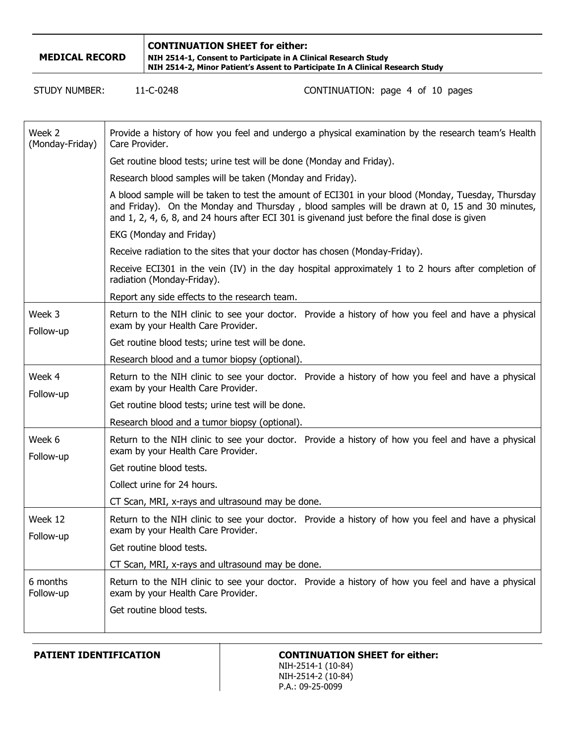| | |
|---|---|
| Week 2 (Monday-Friday) | Provide a history of how you feel and undergo a physical examination by the research team's Health Care Provider.<br><br>Get routine blood tests; urine test will be done (Monday and Friday).<br><br>Research blood samples will be taken (Monday and Friday).<br><br>A blood sample will be taken to test the amount of ECI301 in your blood (Monday, Tuesday, Thursday and Friday). On the Monday and Thursday , blood samples will be drawn at 0, 15 and 30 minutes, and 1, 2, 4, 6, 8, and 24 hours after ECI 301 is givenand just before the final dose is given<br><br>EKG (Monday and Friday)<br><br>Receive radiation to the sites that your doctor has chosen (Monday-Friday).<br><br>Receive ECI301 in the vein (IV) in the day hospital approximately 1 to 2 hours after completion of radiation (Monday-Friday).<br><br>Report any side effects to the research team. |
| Week 3 Follow-up | Return to the NIH clinic to see your doctor. Provide a history of how you feel and have a physical exam by your Health Care Provider.<br><br>Get routine blood tests; urine test will be done.<br><br>Research blood and a tumor biopsy (optional). |
| Week 4 Follow-up | Return to the NIH clinic to see your doctor. Provide a history of how you feel and have a physical exam by your Health Care Provider.<br><br>Get routine blood tests; urine test will be done.<br><br>Research blood and a tumor biopsy (optional). |
| Week 6 Follow-up | Return to the NIH clinic to see your doctor. Provide a history of how you feel and have a physical exam by your Health Care Provider.<br><br>Get routine blood tests.<br><br>Collect urine for 24 hours.<br><br>CT Scan, MRI, x-rays and ultrasound may be done. |
| Week 12 Follow-up | Return to the NIH clinic to see your doctor. Provide a history of how you feel and have a physical exam by your Health Care Provider.<br><br>Get routine blood tests.<br><br>CT Scan, MRI, x-rays and ultrasound may be done. |
| 6 months Follow-up | Return to the NIH clinic to see your doctor. Provide a history of how you feel and have a physical exam by your Health Care Provider.<br><br>Get routine blood tests. |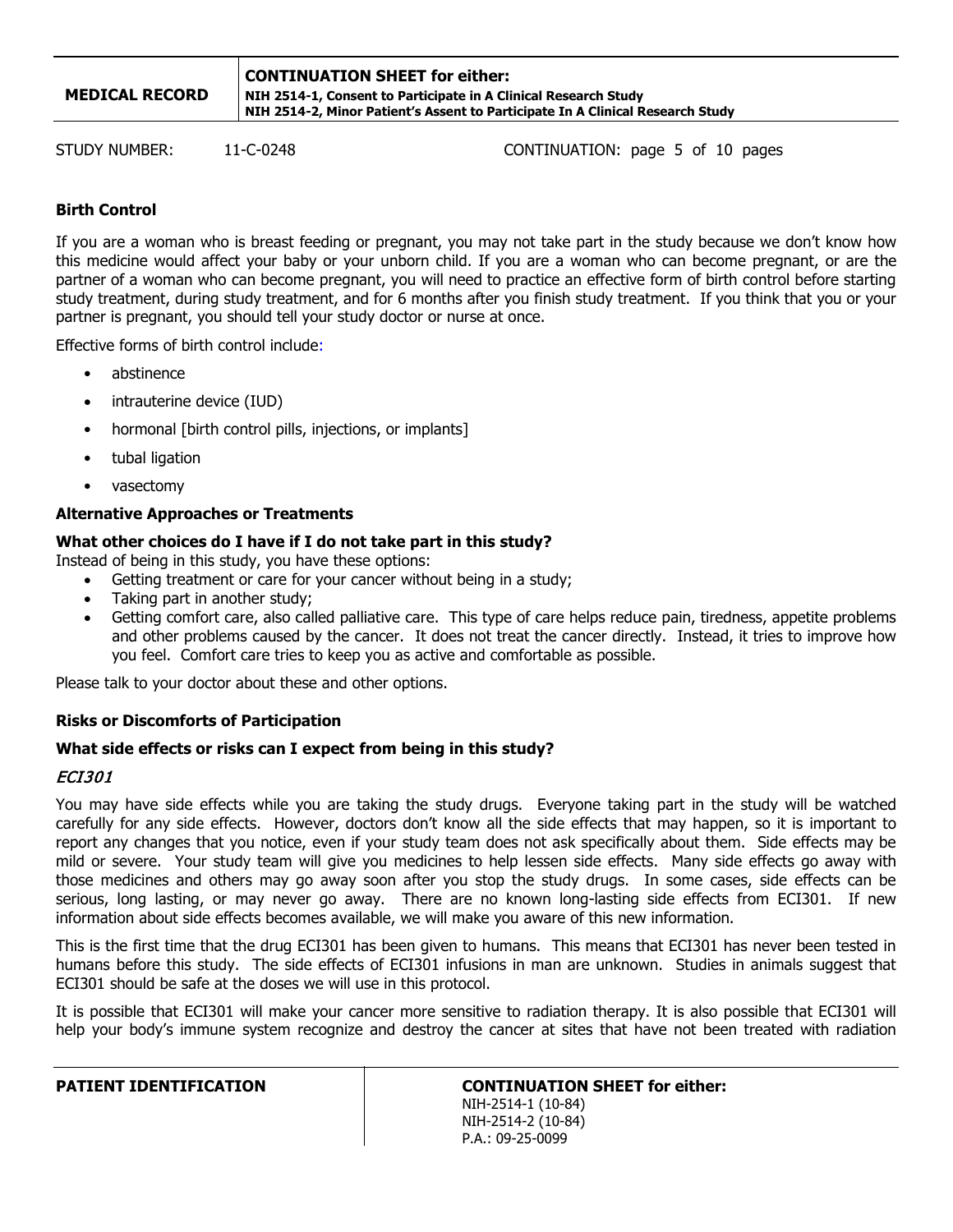**Birth Control**

If you are a woman who is breast feeding or pregnant, you may not take part in the study because we don't know how this medicine would affect your baby or your unborn child. If you are a woman who can become pregnant, or are the partner of a woman who can become pregnant, you will need to practice an effective form of birth control before starting study treatment, during study treatment, and for 6 months after you finish study treatment. If you think that you or your partner is pregnant, you should tell your study doctor or nurse at once.

Effective forms of birth control include:

- abstinence
- intrauterine device (IUD)
- hormonal [birth control pills, injections, or implants]
- tubal ligation
- vasectomy

**Alternative Approaches or Treatments**

**What other choices do I have if I do not take part in this study?**

Instead of being in this study, you have these options:

- Getting treatment or care for your cancer without being in a study;
- Taking part in another study;
- Getting comfort care, also called palliative care. This type of care helps reduce pain, tiredness, appetite problems and other problems caused by the cancer. It does not treat the cancer directly. Instead, it tries to improve how you feel. Comfort care tries to keep you as active and comfortable as possible.

Please talk to your doctor about these and other options.

**Risks or Discomforts of Participation**

**What side effects or risks can I expect from being in this study?**

*ECI301*

You may have side effects while you are taking the study drugs. Everyone taking part in the study will be watched carefully for any side effects. However, doctors don't know all the side effects that may happen, so it is important to report any changes that you notice, even if your study team does not ask specifically about them. Side effects may be mild or severe. Your study team will give you medicines to help lessen side effects. Many side effects go away with those medicines and others may go away soon after you stop the study drugs. In some cases, side effects can be serious, long lasting, or may never go away. There are no known long-lasting side effects from ECI301. If new information about side effects becomes available, we will make you aware of this new information.

This is the first time that the drug ECI301 has been given to humans. This means that ECI301 has never been tested in humans before this study. The side effects of ECI301 infusions in man are unknown. Studies in animals suggest that ECI301 should be safe at the doses we will use in this protocol.

It is possible that ECI301 will make your cancer more sensitive to radiation therapy. It is also possible that ECI301 will help your body's immune system recognize and destroy the cancer at sites that have not been treated with radiation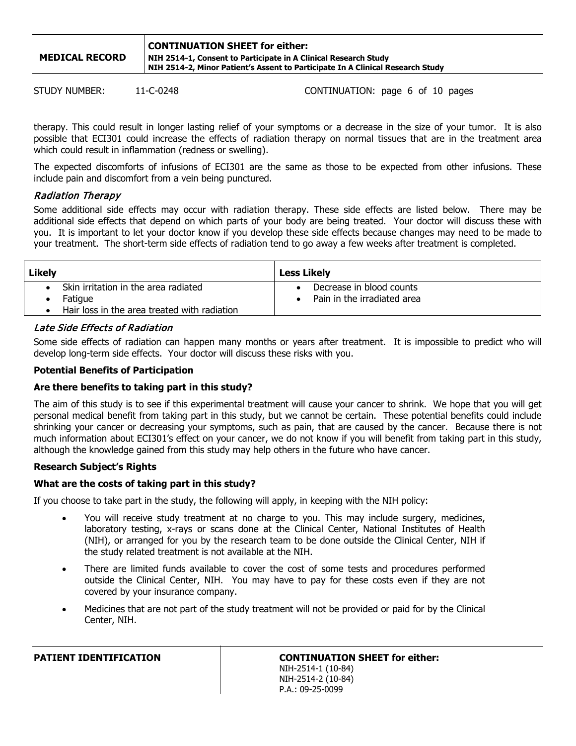therapy. This could result in longer lasting relief of your symptoms or a decrease in the size of your tumor. It is also possible that ECI301 could increase the effects of radiation therapy on normal tissues that are in the treatment area which could result in inflammation (redness or swelling).

The expected discomforts of infusions of ECI301 are the same as those to be expected from other infusions. These include pain and discomfort from a vein being punctured.

### *Radiation Therapy*

Some additional side effects may occur with radiation therapy. These side effects are listed below. There may be additional side effects that depend on which parts of your body are being treated. Your doctor will discuss these with you. It is important to let your doctor know if you develop these side effects because changes may need to be made to your treatment. The short-term side effects of radiation tend to go away a few weeks after treatment is completed.

| Likely | Less Likely |
|---|---|
| • Skin irritation in the area radiated<br>• Fatigue<br>• Hair loss in the area treated with radiation | • Decrease in blood counts<br>• Pain in the irradiated area |

### *Late Side Effects of Radiation*

Some side effects of radiation can happen many months or years after treatment. It is impossible to predict who will develop long-term side effects. Your doctor will discuss these risks with you.

**Potential Benefits of Participation**

**Are there benefits to taking part in this study?**

The aim of this study is to see if this experimental treatment will cause your cancer to shrink. We hope that you will get personal medical benefit from taking part in this study, but we cannot be certain. These potential benefits could include shrinking your cancer or decreasing your symptoms, such as pain, that are caused by the cancer. Because there is not much information about ECI301's effect on your cancer, we do not know if you will benefit from taking part in this study, although the knowledge gained from this study may help others in the future who have cancer.

**Research Subject's Rights**

**What are the costs of taking part in this study?**

If you choose to take part in the study, the following will apply, in keeping with the NIH policy:

- You will receive study treatment at no charge to you. This may include surgery, medicines, laboratory testing, x-rays or scans done at the Clinical Center, National Institutes of Health (NIH), or arranged for you by the research team to be done outside the Clinical Center, NIH if the study related treatment is not available at the NIH.
- There are limited funds available to cover the cost of some tests and procedures performed outside the Clinical Center, NIH. You may have to pay for these costs even if they are not covered by your insurance company.
- Medicines that are not part of the study treatment will not be provided or paid for by the Clinical Center, NIH.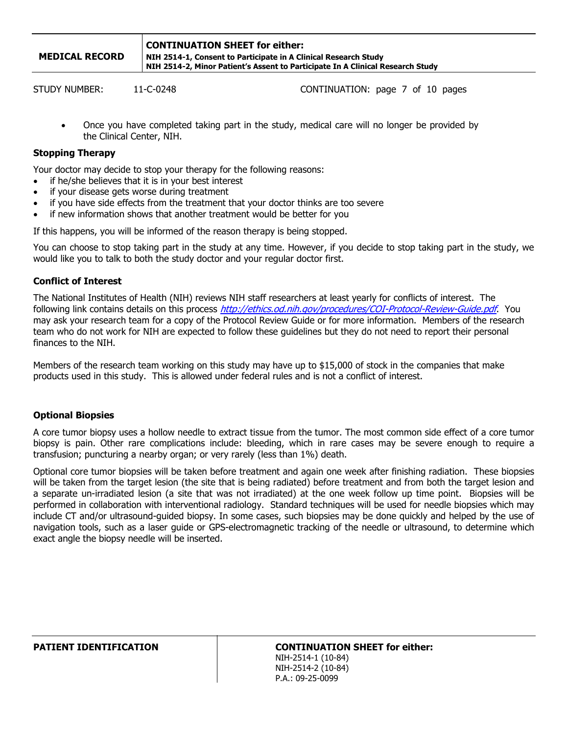- Once you have completed taking part in the study, medical care will no longer be provided by the Clinical Center, NIH.

**Stopping Therapy**

Your doctor may decide to stop your therapy for the following reasons:

- if he/she believes that it is in your best interest
- if your disease gets worse during treatment
- if you have side effects from the treatment that your doctor thinks are too severe
- if new information shows that another treatment would be better for you

If this happens, you will be informed of the reason therapy is being stopped.

You can choose to stop taking part in the study at any time. However, if you decide to stop taking part in the study, we would like you to talk to both the study doctor and your regular doctor first.

**Conflict of Interest**

The National Institutes of Health (NIH) reviews NIH staff researchers at least yearly for conflicts of interest. The following link contains details on this process *http://ethics.od.nih.gov/procedures/COI-Protocol-Review-Guide.pdf*. You may ask your research team for a copy of the Protocol Review Guide or for more information. Members of the research team who do not work for NIH are expected to follow these guidelines but they do not need to report their personal finances to the NIH.

Members of the research team working on this study may have up to $15,000 of stock in the companies that make products used in this study. This is allowed under federal rules and is not a conflict of interest.

**Optional Biopsies**

A core tumor biopsy uses a hollow needle to extract tissue from the tumor. The most common side effect of a core tumor biopsy is pain. Other rare complications include: bleeding, which in rare cases may be severe enough to require a transfusion; puncturing a nearby organ; or very rarely (less than 1%) death.

Optional core tumor biopsies will be taken before treatment and again one week after finishing radiation. These biopsies will be taken from the target lesion (the site that is being radiated) before treatment and from both the target lesion and a separate un-irradiated lesion (a site that was not irradiated) at the one week follow up time point. Biopsies will be performed in collaboration with interventional radiology. Standard techniques will be used for needle biopsies which may include CT and/or ultrasound-guided biopsy. In some cases, such biopsies may be done quickly and helped by the use of navigation tools, such as a laser guide or GPS-electromagnetic tracking of the needle or ultrasound, to determine which exact angle the biopsy needle will be inserted.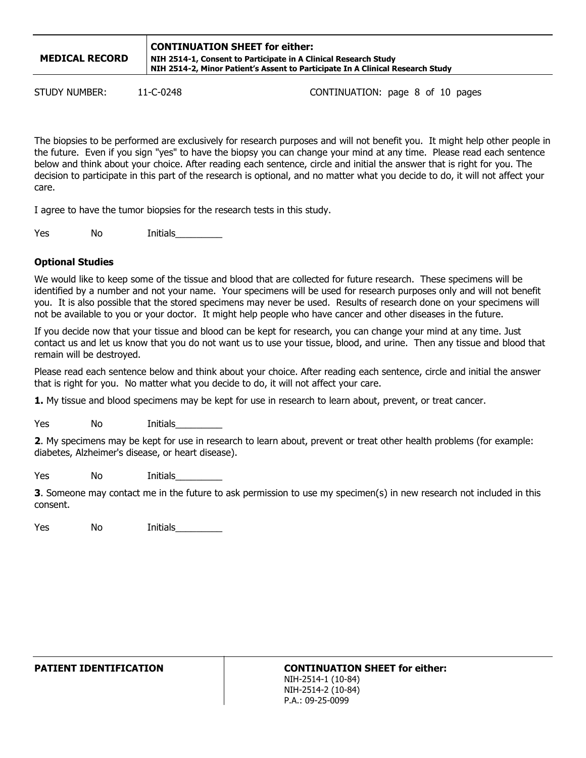The biopsies to be performed are exclusively for research purposes and will not benefit you. It might help other people in the future. Even if you sign "yes" to have the biopsy you can change your mind at any time. Please read each sentence below and think about your choice. After reading each sentence, circle and initial the answer that is right for you. The decision to participate in this part of the research is optional, and no matter what you decide to do, it will not affect your care.

I agree to have the tumor biopsies for the research tests in this study.

Yes No Initials_________

**Optional Studies**

We would like to keep some of the tissue and blood that are collected for future research. These specimens will be identified by a number and not your name. Your specimens will be used for research purposes only and will not benefit you. It is also possible that the stored specimens may never be used. Results of research done on your specimens will not be available to you or your doctor. It might help people who have cancer and other diseases in the future.

If you decide now that your tissue and blood can be kept for research, you can change your mind at any time. Just contact us and let us know that you do not want us to use your tissue, blood, and urine. Then any tissue and blood that remain will be destroyed.

Please read each sentence below and think about your choice. After reading each sentence, circle and initial the answer that is right for you. No matter what you decide to do, it will not affect your care.

**1.** My tissue and blood specimens may be kept for use in research to learn about, prevent, or treat cancer.

Yes No Initials_________

**2**. My specimens may be kept for use in research to learn about, prevent or treat other health problems (for example: diabetes, Alzheimer's disease, or heart disease).

Yes No Initials_________

**3**. Someone may contact me in the future to ask permission to use my specimen(s) in new research not included in this consent.

Yes No Initials_________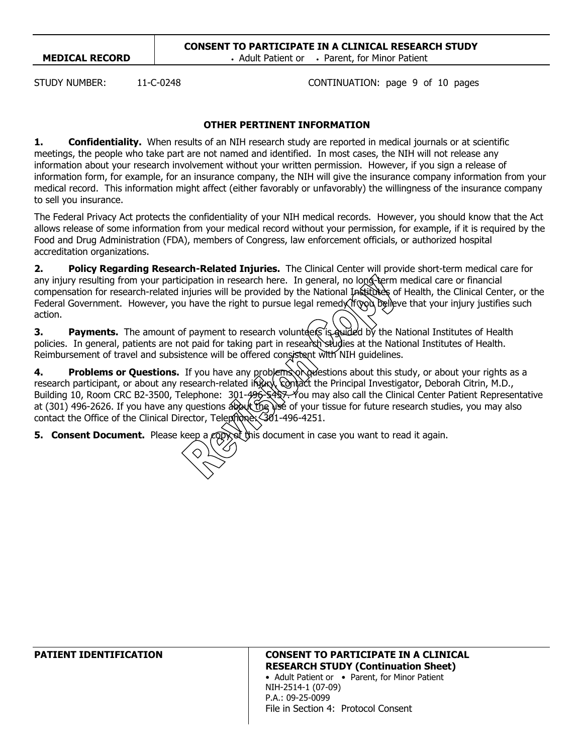**MEDICAL RECORD**

**CONSENT TO PARTICIPATE IN A CLINICAL RESEARCH STUDY**
• Adult Patient or • Parent, for Minor Patient

STUDY NUMBER: 11-C-0248 CONTINUATION: page 9 of 10 pages

## OTHER PERTINENT INFORMATION

**1. Confidentiality.** When results of an NIH research study are reported in medical journals or at scientific meetings, the people who take part are not named and identified. In most cases, the NIH will not release any information about your research involvement without your written permission. However, if you sign a release of information form, for example, for an insurance company, the NIH will give the insurance company information from your medical record. This information might affect (either favorably or unfavorably) the willingness of the insurance company to sell you insurance.

The Federal Privacy Act protects the confidentiality of your NIH medical records. However, you should know that the Act allows release of some information from your medical record without your permission, for example, if it is required by the Food and Drug Administration (FDA), members of Congress, law enforcement officials, or authorized hospital accreditation organizations.

**2. Policy Regarding Research-Related Injuries.** The Clinical Center will provide short-term medical care for any injury resulting from your participation in research here. In general, no long-term medical care or financial compensation for research-related injuries will be provided by the National Institutes of Health, the Clinical Center, or the Federal Government. However, you have the right to pursue legal remedy if you believe that your injury justifies such action.

**3. Payments.** The amount of payment to research volunteers is guided by the National Institutes of Health policies. In general, patients are not paid for taking part in research studies at the National Institutes of Health. Reimbursement of travel and subsistence will be offered consistent with NIH guidelines.

**4. Problems or Questions.** If you have any problems or questions about this study, or about your rights as a research participant, or about any research-related injury, contact the Principal Investigator, Deborah Citrin, M.D., Building 10, Room CRC B2-3500, Telephone: 301-496-5457. You may also call the Clinical Center Patient Representative at (301) 496-2626. If you have any questions about the use of your tissue for future research studies, you may also contact the Office of the Clinical Director, Telephone: 301-496-4251.

**5. Consent Document.** Please keep a copy of this document in case you want to read it again.

Revision Copy

**PATIENT IDENTIFICATION**

**CONSENT TO PARTICIPATE IN A CLINICAL RESEARCH STUDY (Continuation Sheet)**
• Adult Patient or • Parent, for Minor Patient
NIH-2514-1 (07-09)
P.A.: 09-25-0099
File in Section 4: Protocol Consent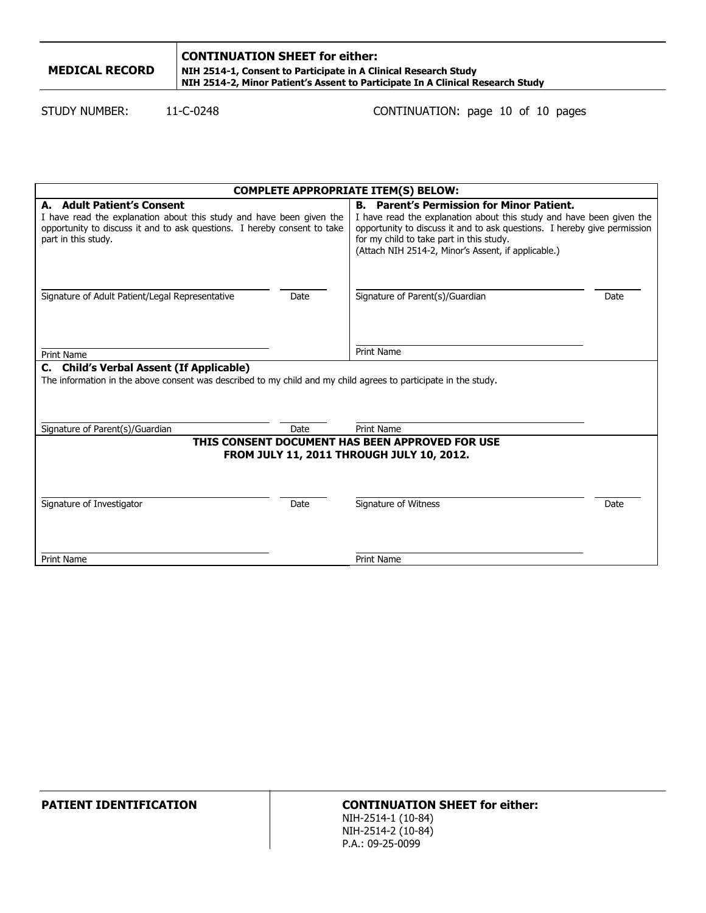**MEDICAL RECORD**

**CONTINUATION SHEET for either:**
**NIH 2514-1, Consent to Participate in A Clinical Research Study**
**NIH 2514-2, Minor Patient's Assent to Participate In A Clinical Research Study**

STUDY NUMBER: 11-C-0248

CONTINUATION: page 10 of 10 pages

**COMPLETE APPROPRIATE ITEM(S) BELOW:**

**A. Adult Patient's Consent**
I have read the explanation about this study and have been given the opportunity to discuss it and to ask questions. I hereby consent to take part in this study.

_______________________________ ________
Signature of Adult Patient/Legal Representative Date

_______________________________
Print Name

**B. Parent's Permission for Minor Patient.**
I have read the explanation about this study and have been given the opportunity to discuss it and to ask questions. I hereby give permission for my child to take part in this study.
(Attach NIH 2514-2, Minor's Assent, if applicable.)

_______________________________ ________
Signature of Parent(s)/Guardian Date

_______________________________
Print Name

**C. Child's Verbal Assent (If Applicable)**
The information in the above consent was described to my child and my child agrees to participate in the study.

_______________________________ ________ _______________________________
Signature of Parent(s)/Guardian Date Print Name

**THIS CONSENT DOCUMENT HAS BEEN APPROVED FOR USE FROM JULY 11, 2011 THROUGH JULY 10, 2012.**

_______________________________ ________
Signature of Investigator Date

_______________________________
Print Name

_______________________________ ________
Signature of Witness Date

_______________________________
Print Name

**PATIENT IDENTIFICATION**

**CONTINUATION SHEET for either:**
NIH-2514-1 (10-84)
NIH-2514-2 (10-84)
P.A.: 09-25-0099